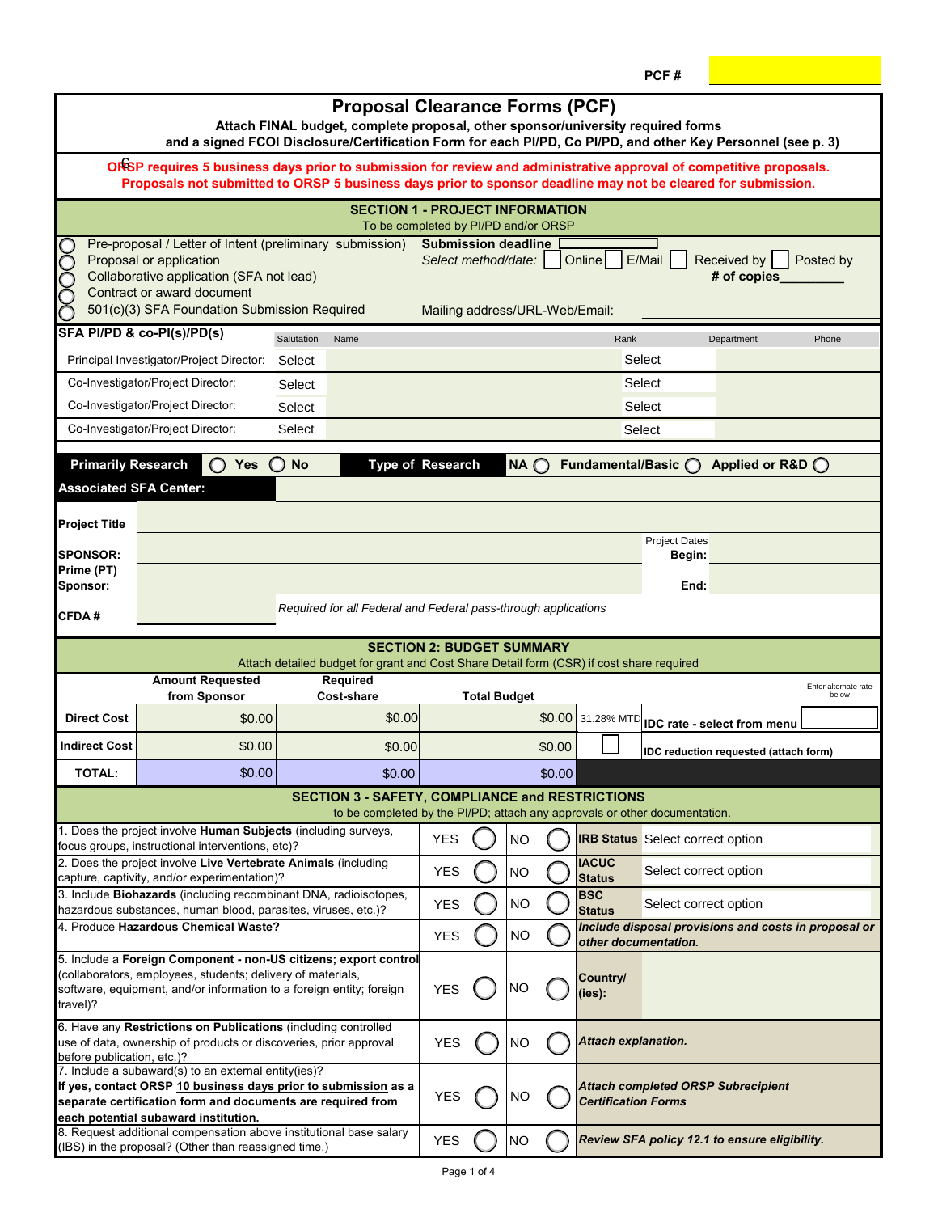PCF #

# Proposal Clearance Forms (PCF)

**Attach FINAL budget, complete proposal, other sponsor/university required forms and a signed FCOI Disclosure/Certification Form for each PI/PD, Co PI/PD, and other Key Personnel (see p. 3)**

**ORSP requires 5 business days prior to submission for review and administrative approval of competitive proposals. Proposals not submitted to ORSP 5 business days prior to sponsor deadline may not be cleared for submission.**

## SECTION 1 - PROJECT INFORMATION

To be completed by PI/PD and/or ORSP

- ◯ Pre-proposal / Letter of Intent (preliminary submission)
- ◯ Proposal or application
- ◯ Collaborative application (SFA not lead)
- ◯ Contract or award document
- ◯ 501(c)(3) SFA Foundation Submission Required

**Submission deadline**

*Select method/date:* ☐ Online ☐ E/Mail ☐ Received by ☐ Posted by

**# of copies**\_\_\_\_\_\_\_\_\_

Mailing address/URL-Web/Email:

| SFA PI/PD & co-PI(s)/PD(s) | Salutation | Name | Rank | Department | Phone |
|---|---|---|---|---|---|
| Principal Investigator/Project Director: | Select | | Select | | |
| Co-Investigator/Project Director: | Select | | Select | | |
| Co-Investigator/Project Director: | Select | | Select | | |
| Co-Investigator/Project Director: | Select | | Select | | |

**Primarily Research** ◯ Yes ◯ No **Type of Research** NA ◯ Fundamental/Basic ◯ Applied or R&D ◯

**Associated SFA Center:**

**Project Title**

**SPONSOR:** Project Dates **Begin:**

**Prime (PT) Sponsor:** **End:**

**CFDA #** *Required for all Federal and Federal pass-through applications*

## SECTION 2: BUDGET SUMMARY

Attach detailed budget for grant and Cost Share Detail form (CSR) if cost share required

| | Amount Requested from Sponsor | Required Cost-share | Total Budget | | Enter alternate rate below |
|---|---|---|---|---|---|
| **Direct Cost** | $0.00 | $0.00 | $0.00 | 31.28% MTDC | **IDC rate - select from menu** |
| **Indirect Cost** | $0.00 | $0.00 | $0.00 | ☐ | **IDC reduction requested (attach form)** |
| **TOTAL:** | $0.00 | $0.00 | $0.00 | | |

## SECTION 3 - SAFETY, COMPLIANCE and RESTRICTIONS

to be completed by the PI/PD; attach any approvals or other documentation.

| Question | | | | |
|---|---|---|---|---|
| 1. Does the project involve **Human Subjects** (including surveys, focus groups, instructional interventions, etc)? | YES ◯ | NO ◯ | **IRB Status** | Select correct option |
| 2. Does the project involve **Live Vertebrate Animals** (including capture, captivity, and/or experimentation)? | YES ◯ | NO ◯ | **IACUC Status** | Select correct option |
| 3. Include **Biohazards** (including recombinant DNA, radioisotopes, hazardous substances, human blood, parasites, viruses, etc.)? | YES ◯ | NO ◯ | **BSC Status** | Select correct option |
| 4. Produce **Hazardous Chemical Waste?** | YES ◯ | NO ◯ | ***Include disposal provisions and costs in proposal or other documentation.*** | |
| 5. Include a **Foreign Component - non-US citizens; export control** (collaborators, employees, students; delivery of materials, software, equipment, and/or information to a foreign entity; foreign travel)? | YES ◯ | NO ◯ | **Country/ (ies):** | |
| 6. Have any **Restrictions on Publications** (including controlled use of data, ownership of products or discoveries, prior approval before publication, etc.)? | YES ◯ | NO ◯ | ***Attach explanation.*** | |
| 7. Include a subaward(s) to an external entity(ies)? **If yes, contact ORSP 10 business days prior to submission as a separate certification form and documents are required from each potential subaward institution.** | YES ◯ | NO ◯ | ***Attach completed ORSP Subrecipient Certification Forms*** | |
| 8. Request additional compensation above institutional base salary (IBS) in the proposal? (Other than reassigned time.) | YES ◯ | NO ◯ | ***Review SFA policy 12.1 to ensure eligibility.*** | |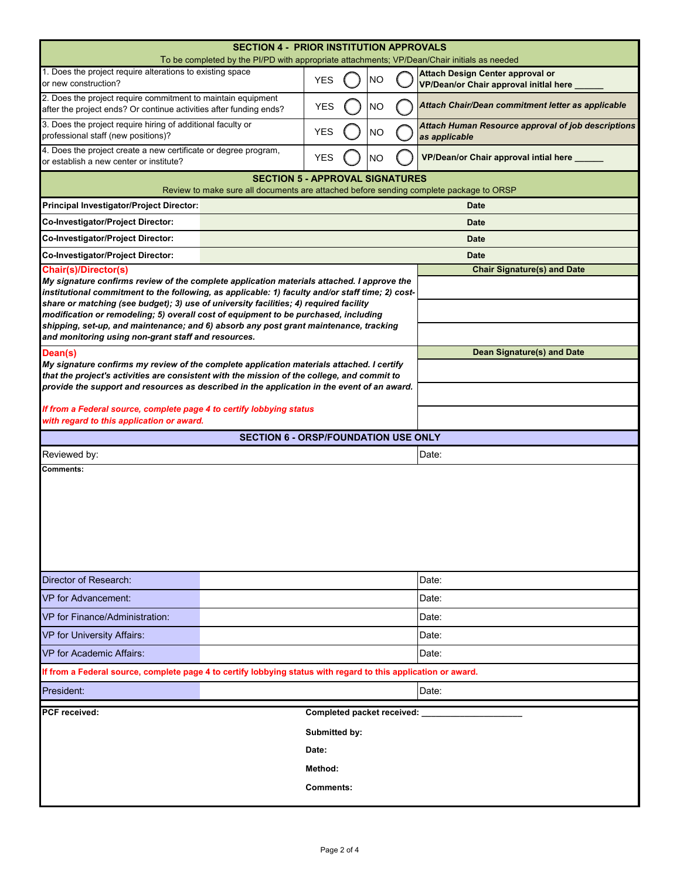## SECTION 4 - PRIOR INSTITUTION APPROVALS

To be completed by the PI/PD with appropriate attachments; VP/Dean/Chair initials as needed

| Question | | | | | |
|---|---|---|---|---|---|
| 1. Does the project require alterations to existing space or new construction? | YES | ◯ | NO | ◯ | **Attach Design Center approval or VP/Dean/or Chair approval initial here ______** |
| 2. Does the project require commitment to maintain equipment after the project ends? Or continue activities after funding ends? | YES | ◯ | NO | ◯ | ***Attach Chair/Dean commitment letter as applicable*** |
| 3. Does the project require hiring of additional faculty or professional staff (new positions)? | YES | ◯ | NO | ◯ | ***Attach Human Resource approval of job descriptions as applicable*** |
| 4. Does the project create a new certificate or degree program, or establish a new center or institute? | YES | ◯ | NO | ◯ | **VP/Dean/or Chair approval intial here ______** |

## SECTION 5 - APPROVAL SIGNATURES

Review to make sure all documents are attached before sending complete package to ORSP

| | | |
|---|---|---|
| **Principal Investigator/Project Director:** | | **Date** |
| **Co-Investigator/Project Director:** | | **Date** |
| **Co-Investigator/Project Director:** | | **Date** |
| **Co-Investigator/Project Director:** | | **Date** |

**Chair(s)/Director(s)**

***My signature confirms review of the complete application materials attached. I approve the institutional commitment to the following, as applicable: 1) faculty and/or staff time; 2) cost-share or matching (see budget); 3) use of university facilities; 4) required facility modification or remodeling; 5) overall cost of equipment to be purchased, including shipping, set-up, and maintenance; and 6) absorb any post grant maintenance, tracking and monitoring using non-grant staff and resources.***

| **Chair Signature(s) and Date** |
|---|
| |
| |
| |

**Dean(s)**

***My signature confirms my review of the complete application materials attached. I certify that the project's activities are consistent with the mission of the college, and commit to provide the support and resources as described in the application in the event of an award.***

***If from a Federal source, complete page 4 to certify lobbying status with regard to this application or award.***

| **Dean Signature(s) and Date** |
|---|
| |
| |
| |

## SECTION 6 - ORSP/FOUNDATION USE ONLY

| | |
|---|---|
| Reviewed by: | Date: |

**Comments:**

| | | |
|---|---|---|
| Director of Research: | | Date: |
| VP for Advancement: | | Date: |
| VP for Finance/Administration: | | Date: |
| VP for University Affairs: | | Date: |
| VP for Academic Affairs: | | Date: |

**If from a Federal source, complete page 4 to certify lobbying status with regard to this application or award.**

| | | |
|---|---|---|
| President: | | Date: |

**PCF received:**

**Completed packet received: ____________________**

**Submitted by:**

**Date:**

**Method:**

**Comments:**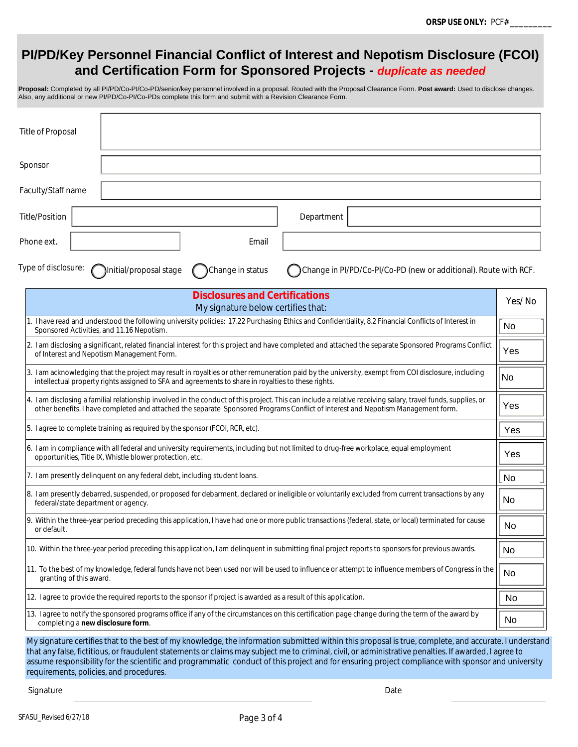**ORSP USE ONLY:** PCF#_________

# PI/PD/Key Personnel Financial Conflict of Interest and Nepotism Disclosure (FCOI) and Certification Form for Sponsored Projects - *duplicate as needed*

**Proposal:** Completed by all PI/PD/Co-PI/Co-PD/senior/key personnel involved in a proposal. Routed with the Proposal Clearance Form. **Post award:** Used to disclose changes. Also, any additional or new PI/PD/Co-PI/Co-PDs complete this form and submit with a Revision Clearance Form.

| | |
|---|---|
| Title of Proposal | |
| Sponsor | |
| Faculty/Staff name | |

| | | | |
|---|---|---|---|
| Title/Position | | Department | |
| Phone ext. | | Email | |

Type of disclosure: ◯ Initial/proposal stage ◯ Change in status ◯ Change in PI/PD/Co-PI/Co-PD (new or additional). Route with RCF.

| **Disclosures and Certifications** My signature below certifies that: | Yes/ No |
|---|---|
| 1. I have read and understood the following university policies: 17.22 Purchasing Ethics and Confidentiality, 8.2 Financial Conflicts of Interest in Sponsored Activities, and 11.16 Nepotism. | No |
| 2. I am disclosing a significant, related financial interest for this project and have completed and attached the separate Sponsored Programs Conflict of Interest and Nepotism Management Form. | Yes |
| 3. I am acknowledging that the project may result in royalties or other remuneration paid by the university, exempt from COI disclosure, including intellectual property rights assigned to SFA and agreements to share in royalties to these rights. | No |
| 4. I am disclosing a familial relationship involved in the conduct of this project. This can include a relative receiving salary, travel funds, supplies, or other benefits. I have completed and attached the separate Sponsored Programs Conflict of Interest and Nepotism Management form. | Yes |
| 5. I agree to complete training as required by the sponsor (FCOI, RCR, etc). | Yes |
| 6. I am in compliance with all federal and university requirements, including but not limited to drug-free workplace, equal employment opportunities, Title IX, Whistle blower protection, etc. | Yes |
| 7. I am presently delinquent on any federal debt, including student loans. | No |
| 8. I am presently debarred, suspended, or proposed for debarment, declared or ineligible or voluntarily excluded from current transactions by any federal/state department or agency. | No |
| 9. Within the three-year period preceding this application, I have had one or more public transactions (federal, state, or local) terminated for cause or default. | No |
| 10. Within the three-year period preceding this application, I am delinquent in submitting final project reports to sponsors for previous awards. | No |
| 11. To the best of my knowledge, federal funds have not been used nor will be used to influence or attempt to influence members of Congress in the granting of this award. | No |
| 12. I agree to provide the required reports to the sponsor if project is awarded as a result of this application. | No |
| 13. I agree to notify the sponsored programs office if any of the circumstances on this certification page change during the term of the award by completing a **new disclosure form**. | No |

My signature certifies that to the best of my knowledge, the information submitted within this proposal is true, complete, and accurate. I understand that any false, fictitious, or fraudulent statements or claims may subject me to criminal, civil, or administrative penalties. If awarded, I agree to assume responsibility for the scientific and programmatic conduct of this project and for ensuring project compliance with sponsor and university requirements, policies, and procedures.

Signature ______________________________ Date ______________

SFASU_Revised 6/27/18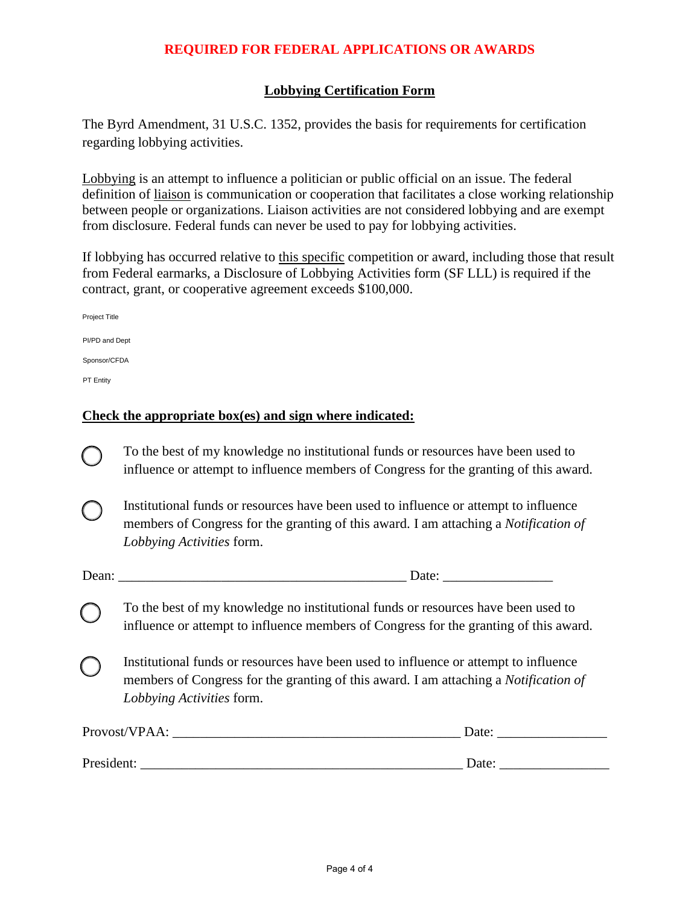**REQUIRED FOR FEDERAL APPLICATIONS OR AWARDS**

## Lobbying Certification Form

The Byrd Amendment, 31 U.S.C. 1352, provides the basis for requirements for certification regarding lobbying activities.

Lobbying is an attempt to influence a politician or public official on an issue. The federal definition of liaison is communication or cooperation that facilitates a close working relationship between people or organizations. Liaison activities are not considered lobbying and are exempt from disclosure. Federal funds can never be used to pay for lobbying activities.

If lobbying has occurred relative to this specific competition or award, including those that result from Federal earmarks, a Disclosure of Lobbying Activities form (SF LLL) is required if the contract, grant, or cooperative agreement exceeds $100,000.

Project Title

PI/PD and Dept

Sponsor/CFDA

PT Entity

**Check the appropriate box(es) and sign where indicated:**

- ◯ To the best of my knowledge no institutional funds or resources have been used to influence or attempt to influence members of Congress for the granting of this award.
- ◯ Institutional funds or resources have been used to influence or attempt to influence members of Congress for the granting of this award. I am attaching a *Notification of Lobbying Activities* form.

Dean: ________________________________________ Date: _______________

- ◯ To the best of my knowledge no institutional funds or resources have been used to influence or attempt to influence members of Congress for the granting of this award.
- ◯ Institutional funds or resources have been used to influence or attempt to influence members of Congress for the granting of this award. I am attaching a *Notification of Lobbying Activities* form.

Provost/VPAA: ________________________________________ Date: _______________

President: ____________________________________________ Date: _______________